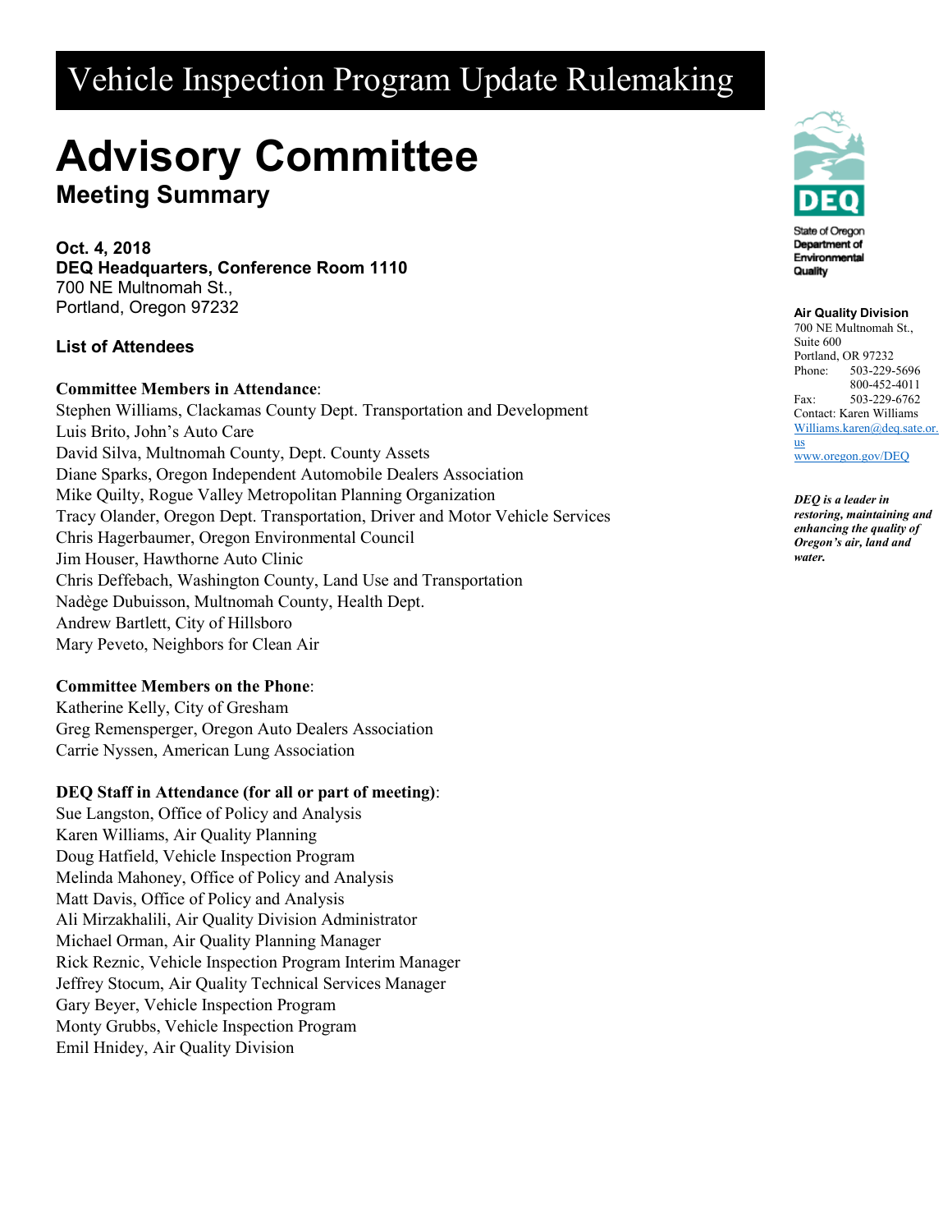# Vehicle Inspection Program Update Rulemaking

# Advisory Committee

## Meeting Summary

**Oct. 4, 2018**
**DEQ Headquarters, Conference Room 1110**
700 NE Multnomah St.,
Portland, Oregon 97232

### List of Attendees

**Committee Members in Attendance**:
Stephen Williams, Clackamas County Dept. Transportation and Development
Luis Brito, John's Auto Care
David Silva, Multnomah County, Dept. County Assets
Diane Sparks, Oregon Independent Automobile Dealers Association
Mike Quilty, Rogue Valley Metropolitan Planning Organization
Tracy Olander, Oregon Dept. Transportation, Driver and Motor Vehicle Services
Chris Hagerbaumer, Oregon Environmental Council
Jim Houser, Hawthorne Auto Clinic
Chris Deffebach, Washington County, Land Use and Transportation
Nadège Dubuisson, Multnomah County, Health Dept.
Andrew Bartlett, City of Hillsboro
Mary Peveto, Neighbors for Clean Air

**Committee Members on the Phone**:
Katherine Kelly, City of Gresham
Greg Remensperger, Oregon Auto Dealers Association
Carrie Nyssen, American Lung Association

**DEQ Staff in Attendance (for all or part of meeting)**:
Sue Langston, Office of Policy and Analysis
Karen Williams, Air Quality Planning
Doug Hatfield, Vehicle Inspection Program
Melinda Mahoney, Office of Policy and Analysis
Matt Davis, Office of Policy and Analysis
Ali Mirzakhalili, Air Quality Division Administrator
Michael Orman, Air Quality Planning Manager
Rick Reznic, Vehicle Inspection Program Interim Manager
Jeffrey Stocum, Air Quality Technical Services Manager
Gary Beyer, Vehicle Inspection Program
Monty Grubbs, Vehicle Inspection Program
Emil Hnidey, Air Quality Division

State of Oregon
Department of Environmental Quality

**Air Quality Division**
700 NE Multnomah St.,
Suite 600
Portland, OR 97232
Phone: 503-229-5696
800-452-4011
Fax: 503-229-6762
Contact: Karen Williams
Williams.karen@deq.sate.or.us
www.oregon.gov/DEQ

***DEQ is a leader in restoring, maintaining and enhancing the quality of Oregon's air, land and water.***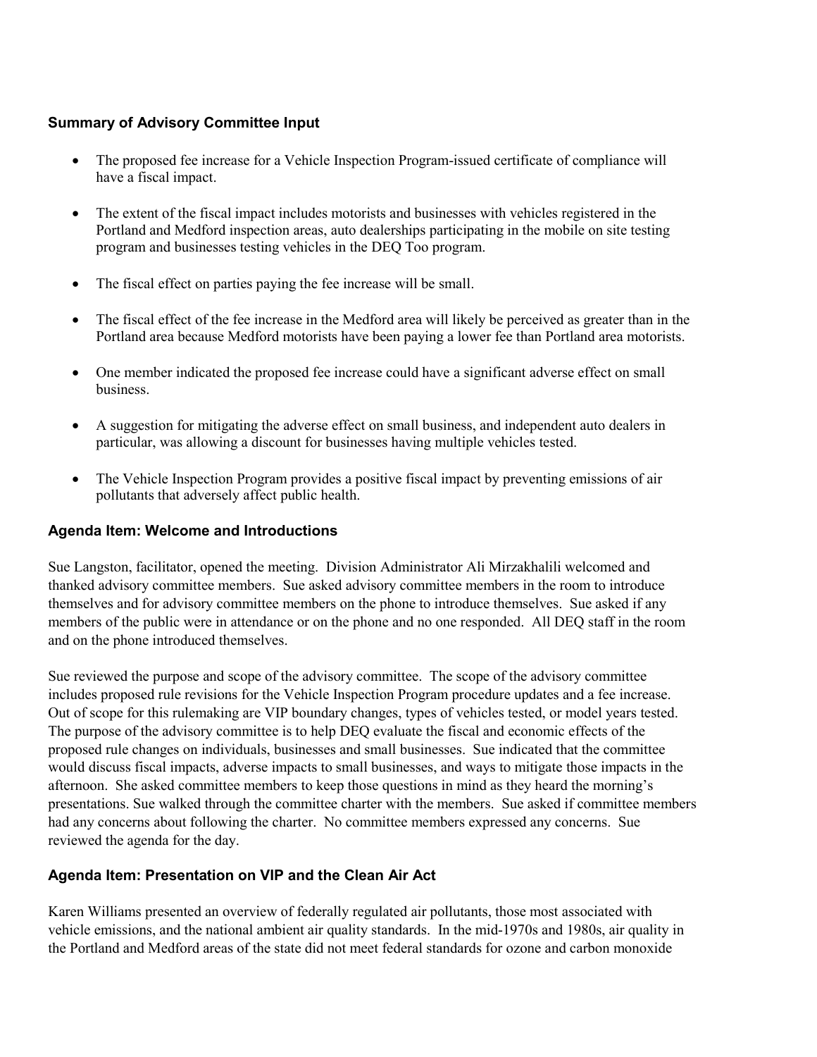## Summary of Advisory Committee Input

- The proposed fee increase for a Vehicle Inspection Program-issued certificate of compliance will have a fiscal impact.
- The extent of the fiscal impact includes motorists and businesses with vehicles registered in the Portland and Medford inspection areas, auto dealerships participating in the mobile on site testing program and businesses testing vehicles in the DEQ Too program.
- The fiscal effect on parties paying the fee increase will be small.
- The fiscal effect of the fee increase in the Medford area will likely be perceived as greater than in the Portland area because Medford motorists have been paying a lower fee than Portland area motorists.
- One member indicated the proposed fee increase could have a significant adverse effect on small business.
- A suggestion for mitigating the adverse effect on small business, and independent auto dealers in particular, was allowing a discount for businesses having multiple vehicles tested.
- The Vehicle Inspection Program provides a positive fiscal impact by preventing emissions of air pollutants that adversely affect public health.

## Agenda Item: Welcome and Introductions

Sue Langston, facilitator, opened the meeting. Division Administrator Ali Mirzakhalili welcomed and thanked advisory committee members. Sue asked advisory committee members in the room to introduce themselves and for advisory committee members on the phone to introduce themselves. Sue asked if any members of the public were in attendance or on the phone and no one responded. All DEQ staff in the room and on the phone introduced themselves.

Sue reviewed the purpose and scope of the advisory committee. The scope of the advisory committee includes proposed rule revisions for the Vehicle Inspection Program procedure updates and a fee increase. Out of scope for this rulemaking are VIP boundary changes, types of vehicles tested, or model years tested. The purpose of the advisory committee is to help DEQ evaluate the fiscal and economic effects of the proposed rule changes on individuals, businesses and small businesses. Sue indicated that the committee would discuss fiscal impacts, adverse impacts to small businesses, and ways to mitigate those impacts in the afternoon. She asked committee members to keep those questions in mind as they heard the morning's presentations. Sue walked through the committee charter with the members. Sue asked if committee members had any concerns about following the charter. No committee members expressed any concerns. Sue reviewed the agenda for the day.

## Agenda Item: Presentation on VIP and the Clean Air Act

Karen Williams presented an overview of federally regulated air pollutants, those most associated with vehicle emissions, and the national ambient air quality standards. In the mid-1970s and 1980s, air quality in the Portland and Medford areas of the state did not meet federal standards for ozone and carbon monoxide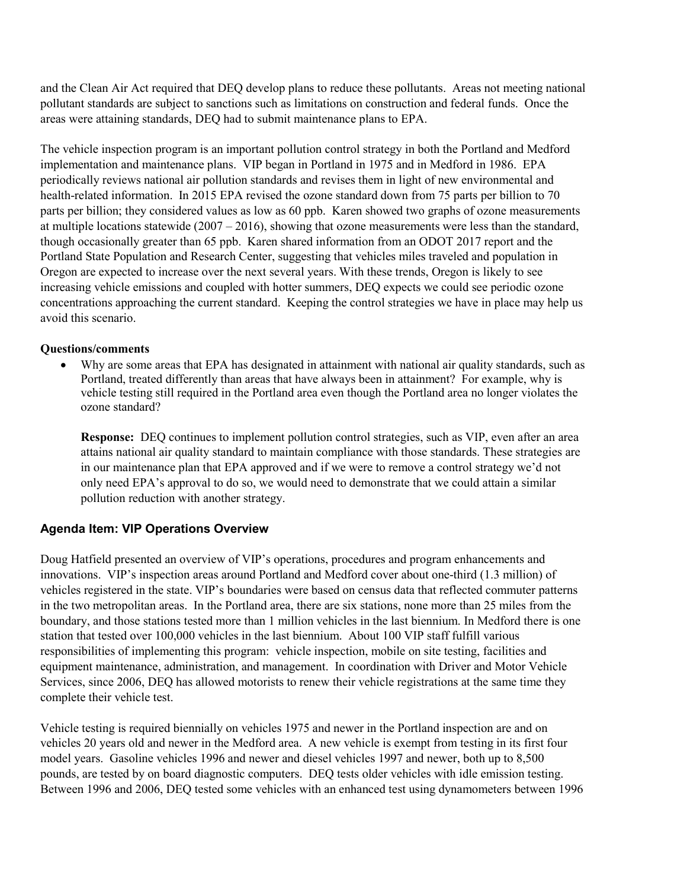and the Clean Air Act required that DEQ develop plans to reduce these pollutants. Areas not meeting national pollutant standards are subject to sanctions such as limitations on construction and federal funds. Once the areas were attaining standards, DEQ had to submit maintenance plans to EPA.

The vehicle inspection program is an important pollution control strategy in both the Portland and Medford implementation and maintenance plans. VIP began in Portland in 1975 and in Medford in 1986. EPA periodically reviews national air pollution standards and revises them in light of new environmental and health-related information. In 2015 EPA revised the ozone standard down from 75 parts per billion to 70 parts per billion; they considered values as low as 60 ppb. Karen showed two graphs of ozone measurements at multiple locations statewide (2007 – 2016), showing that ozone measurements were less than the standard, though occasionally greater than 65 ppb. Karen shared information from an ODOT 2017 report and the Portland State Population and Research Center, suggesting that vehicles miles traveled and population in Oregon are expected to increase over the next several years. With these trends, Oregon is likely to see increasing vehicle emissions and coupled with hotter summers, DEQ expects we could see periodic ozone concentrations approaching the current standard. Keeping the control strategies we have in place may help us avoid this scenario.

**Questions/comments**

- Why are some areas that EPA has designated in attainment with national air quality standards, such as Portland, treated differently than areas that have always been in attainment? For example, why is vehicle testing still required in the Portland area even though the Portland area no longer violates the ozone standard?

  **Response:** DEQ continues to implement pollution control strategies, such as VIP, even after an area attains national air quality standard to maintain compliance with those standards. These strategies are in our maintenance plan that EPA approved and if we were to remove a control strategy we'd not only need EPA's approval to do so, we would need to demonstrate that we could attain a similar pollution reduction with another strategy.

## Agenda Item: VIP Operations Overview

Doug Hatfield presented an overview of VIP's operations, procedures and program enhancements and innovations. VIP's inspection areas around Portland and Medford cover about one-third (1.3 million) of vehicles registered in the state. VIP's boundaries were based on census data that reflected commuter patterns in the two metropolitan areas. In the Portland area, there are six stations, none more than 25 miles from the boundary, and those stations tested more than 1 million vehicles in the last biennium. In Medford there is one station that tested over 100,000 vehicles in the last biennium. About 100 VIP staff fulfill various responsibilities of implementing this program: vehicle inspection, mobile on site testing, facilities and equipment maintenance, administration, and management. In coordination with Driver and Motor Vehicle Services, since 2006, DEQ has allowed motorists to renew their vehicle registrations at the same time they complete their vehicle test.

Vehicle testing is required biennially on vehicles 1975 and newer in the Portland inspection are and on vehicles 20 years old and newer in the Medford area. A new vehicle is exempt from testing in its first four model years. Gasoline vehicles 1996 and newer and diesel vehicles 1997 and newer, both up to 8,500 pounds, are tested by on board diagnostic computers. DEQ tests older vehicles with idle emission testing. Between 1996 and 2006, DEQ tested some vehicles with an enhanced test using dynamometers between 1996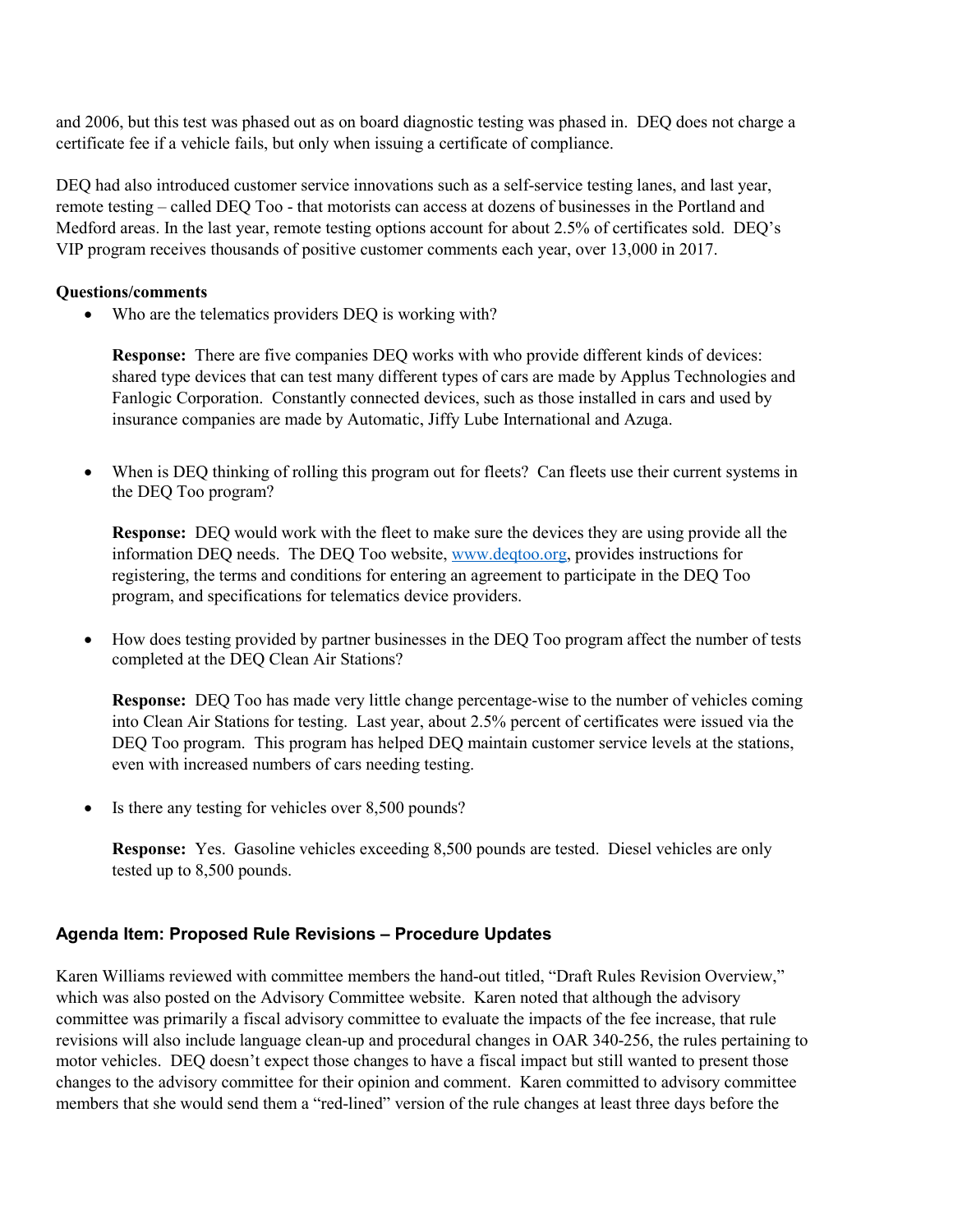and 2006, but this test was phased out as on board diagnostic testing was phased in. DEQ does not charge a certificate fee if a vehicle fails, but only when issuing a certificate of compliance.

DEQ had also introduced customer service innovations such as a self-service testing lanes, and last year, remote testing – called DEQ Too - that motorists can access at dozens of businesses in the Portland and Medford areas. In the last year, remote testing options account for about 2.5% of certificates sold. DEQ's VIP program receives thousands of positive customer comments each year, over 13,000 in 2017.

**Questions/comments**

- Who are the telematics providers DEQ is working with?

  **Response:** There are five companies DEQ works with who provide different kinds of devices: shared type devices that can test many different types of cars are made by Applus Technologies and Fanlogic Corporation. Constantly connected devices, such as those installed in cars and used by insurance companies are made by Automatic, Jiffy Lube International and Azuga.

- When is DEQ thinking of rolling this program out for fleets? Can fleets use their current systems in the DEQ Too program?

  **Response:** DEQ would work with the fleet to make sure the devices they are using provide all the information DEQ needs. The DEQ Too website, [www.deqtoo.org](http://www.deqtoo.org), provides instructions for registering, the terms and conditions for entering an agreement to participate in the DEQ Too program, and specifications for telematics device providers.

- How does testing provided by partner businesses in the DEQ Too program affect the number of tests completed at the DEQ Clean Air Stations?

  **Response:** DEQ Too has made very little change percentage-wise to the number of vehicles coming into Clean Air Stations for testing. Last year, about 2.5% percent of certificates were issued via the DEQ Too program. This program has helped DEQ maintain customer service levels at the stations, even with increased numbers of cars needing testing.

- Is there any testing for vehicles over 8,500 pounds?

  **Response:** Yes. Gasoline vehicles exceeding 8,500 pounds are tested. Diesel vehicles are only tested up to 8,500 pounds.

## Agenda Item: Proposed Rule Revisions – Procedure Updates

Karen Williams reviewed with committee members the hand-out titled, "Draft Rules Revision Overview," which was also posted on the Advisory Committee website. Karen noted that although the advisory committee was primarily a fiscal advisory committee to evaluate the impacts of the fee increase, that rule revisions will also include language clean-up and procedural changes in OAR 340-256, the rules pertaining to motor vehicles. DEQ doesn't expect those changes to have a fiscal impact but still wanted to present those changes to the advisory committee for their opinion and comment. Karen committed to advisory committee members that she would send them a "red-lined" version of the rule changes at least three days before the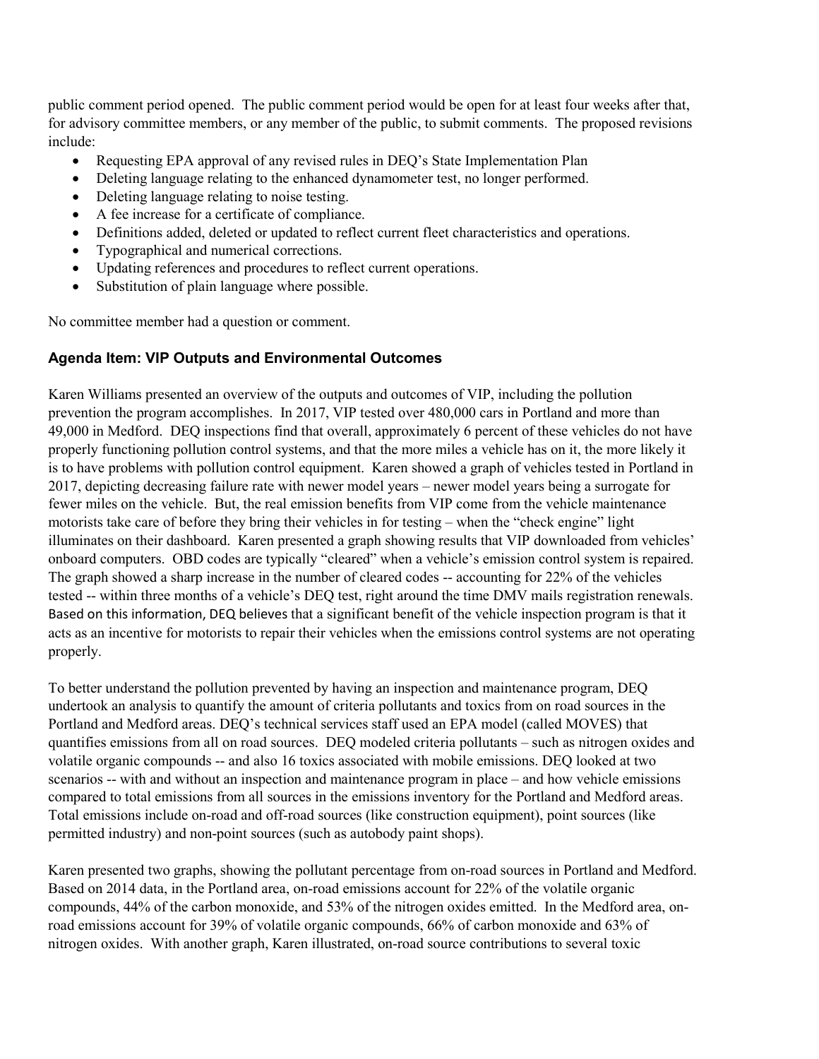public comment period opened. The public comment period would be open for at least four weeks after that, for advisory committee members, or any member of the public, to submit comments. The proposed revisions include:

- Requesting EPA approval of any revised rules in DEQ's State Implementation Plan
- Deleting language relating to the enhanced dynamometer test, no longer performed.
- Deleting language relating to noise testing.
- A fee increase for a certificate of compliance.
- Definitions added, deleted or updated to reflect current fleet characteristics and operations.
- Typographical and numerical corrections.
- Updating references and procedures to reflect current operations.
- Substitution of plain language where possible.

No committee member had a question or comment.

### Agenda Item: VIP Outputs and Environmental Outcomes

Karen Williams presented an overview of the outputs and outcomes of VIP, including the pollution prevention the program accomplishes. In 2017, VIP tested over 480,000 cars in Portland and more than 49,000 in Medford. DEQ inspections find that overall, approximately 6 percent of these vehicles do not have properly functioning pollution control systems, and that the more miles a vehicle has on it, the more likely it is to have problems with pollution control equipment. Karen showed a graph of vehicles tested in Portland in 2017, depicting decreasing failure rate with newer model years – newer model years being a surrogate for fewer miles on the vehicle. But, the real emission benefits from VIP come from the vehicle maintenance motorists take care of before they bring their vehicles in for testing – when the "check engine" light illuminates on their dashboard. Karen presented a graph showing results that VIP downloaded from vehicles' onboard computers. OBD codes are typically "cleared" when a vehicle's emission control system is repaired. The graph showed a sharp increase in the number of cleared codes -- accounting for 22% of the vehicles tested -- within three months of a vehicle's DEQ test, right around the time DMV mails registration renewals. Based on this information, DEQ believes that a significant benefit of the vehicle inspection program is that it acts as an incentive for motorists to repair their vehicles when the emissions control systems are not operating properly.

To better understand the pollution prevented by having an inspection and maintenance program, DEQ undertook an analysis to quantify the amount of criteria pollutants and toxics from on road sources in the Portland and Medford areas. DEQ's technical services staff used an EPA model (called MOVES) that quantifies emissions from all on road sources. DEQ modeled criteria pollutants – such as nitrogen oxides and volatile organic compounds -- and also 16 toxics associated with mobile emissions. DEQ looked at two scenarios -- with and without an inspection and maintenance program in place – and how vehicle emissions compared to total emissions from all sources in the emissions inventory for the Portland and Medford areas. Total emissions include on-road and off-road sources (like construction equipment), point sources (like permitted industry) and non-point sources (such as autobody paint shops).

Karen presented two graphs, showing the pollutant percentage from on-road sources in Portland and Medford. Based on 2014 data, in the Portland area, on-road emissions account for 22% of the volatile organic compounds, 44% of the carbon monoxide, and 53% of the nitrogen oxides emitted. In the Medford area, on-road emissions account for 39% of volatile organic compounds, 66% of carbon monoxide and 63% of nitrogen oxides. With another graph, Karen illustrated, on-road source contributions to several toxic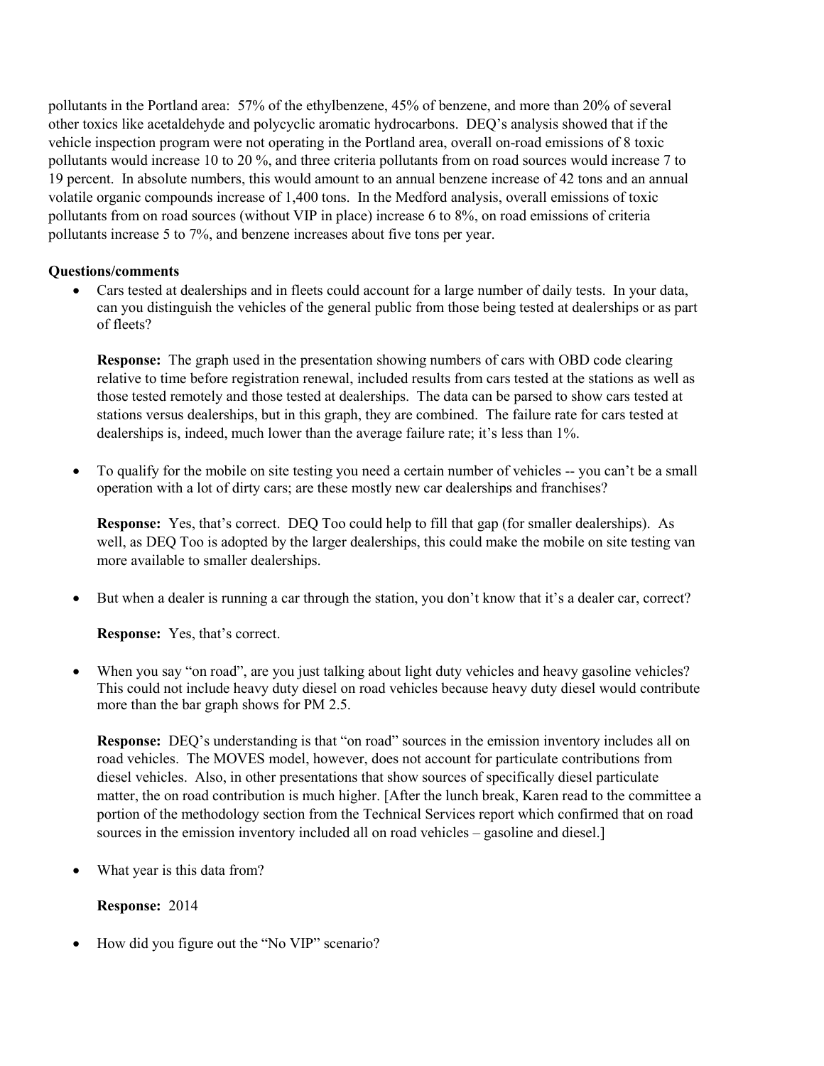pollutants in the Portland area: 57% of the ethylbenzene, 45% of benzene, and more than 20% of several other toxics like acetaldehyde and polycyclic aromatic hydrocarbons. DEQ's analysis showed that if the vehicle inspection program were not operating in the Portland area, overall on-road emissions of 8 toxic pollutants would increase 10 to 20 %, and three criteria pollutants from on road sources would increase 7 to 19 percent. In absolute numbers, this would amount to an annual benzene increase of 42 tons and an annual volatile organic compounds increase of 1,400 tons. In the Medford analysis, overall emissions of toxic pollutants from on road sources (without VIP in place) increase 6 to 8%, on road emissions of criteria pollutants increase 5 to 7%, and benzene increases about five tons per year.

**Questions/comments**

- Cars tested at dealerships and in fleets could account for a large number of daily tests. In your data, can you distinguish the vehicles of the general public from those being tested at dealerships or as part of fleets?

  **Response:** The graph used in the presentation showing numbers of cars with OBD code clearing relative to time before registration renewal, included results from cars tested at the stations as well as those tested remotely and those tested at dealerships. The data can be parsed to show cars tested at stations versus dealerships, but in this graph, they are combined. The failure rate for cars tested at dealerships is, indeed, much lower than the average failure rate; it's less than 1%.

- To qualify for the mobile on site testing you need a certain number of vehicles -- you can't be a small operation with a lot of dirty cars; are these mostly new car dealerships and franchises?

  **Response:** Yes, that's correct. DEQ Too could help to fill that gap (for smaller dealerships). As well, as DEQ Too is adopted by the larger dealerships, this could make the mobile on site testing van more available to smaller dealerships.

- But when a dealer is running a car through the station, you don't know that it's a dealer car, correct?

  **Response:** Yes, that's correct.

- When you say "on road", are you just talking about light duty vehicles and heavy gasoline vehicles? This could not include heavy duty diesel on road vehicles because heavy duty diesel would contribute more than the bar graph shows for PM 2.5.

  **Response:** DEQ's understanding is that "on road" sources in the emission inventory includes all on road vehicles. The MOVES model, however, does not account for particulate contributions from diesel vehicles. Also, in other presentations that show sources of specifically diesel particulate matter, the on road contribution is much higher. [After the lunch break, Karen read to the committee a portion of the methodology section from the Technical Services report which confirmed that on road sources in the emission inventory included all on road vehicles – gasoline and diesel.]

- What year is this data from?

  **Response:** 2014

- How did you figure out the "No VIP" scenario?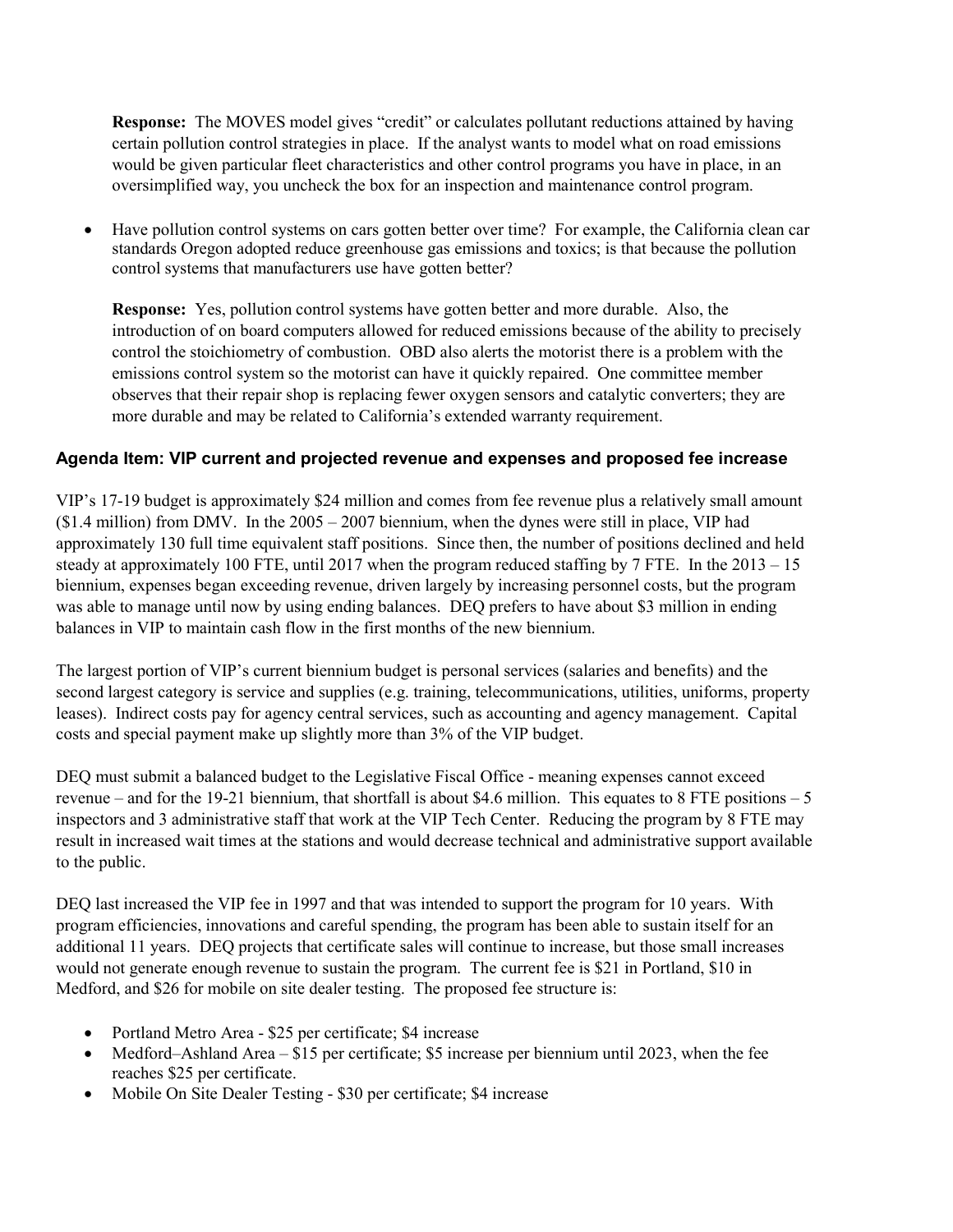**Response:** The MOVES model gives "credit" or calculates pollutant reductions attained by having certain pollution control strategies in place. If the analyst wants to model what on road emissions would be given particular fleet characteristics and other control programs you have in place, in an oversimplified way, you uncheck the box for an inspection and maintenance control program.

- Have pollution control systems on cars gotten better over time? For example, the California clean car standards Oregon adopted reduce greenhouse gas emissions and toxics; is that because the pollution control systems that manufacturers use have gotten better?

  **Response:** Yes, pollution control systems have gotten better and more durable. Also, the introduction of on board computers allowed for reduced emissions because of the ability to precisely control the stoichiometry of combustion. OBD also alerts the motorist there is a problem with the emissions control system so the motorist can have it quickly repaired. One committee member observes that their repair shop is replacing fewer oxygen sensors and catalytic converters; they are more durable and may be related to California's extended warranty requirement.

### Agenda Item: VIP current and projected revenue and expenses and proposed fee increase

VIP's 17-19 budget is approximately $24 million and comes from fee revenue plus a relatively small amount ($1.4 million) from DMV. In the 2005 – 2007 biennium, when the dynes were still in place, VIP had approximately 130 full time equivalent staff positions. Since then, the number of positions declined and held steady at approximately 100 FTE, until 2017 when the program reduced staffing by 7 FTE. In the 2013 – 15 biennium, expenses began exceeding revenue, driven largely by increasing personnel costs, but the program was able to manage until now by using ending balances. DEQ prefers to have about $3 million in ending balances in VIP to maintain cash flow in the first months of the new biennium.

The largest portion of VIP's current biennium budget is personal services (salaries and benefits) and the second largest category is service and supplies (e.g. training, telecommunications, utilities, uniforms, property leases). Indirect costs pay for agency central services, such as accounting and agency management. Capital costs and special payment make up slightly more than 3% of the VIP budget.

DEQ must submit a balanced budget to the Legislative Fiscal Office - meaning expenses cannot exceed revenue – and for the 19-21 biennium, that shortfall is about $4.6 million. This equates to 8 FTE positions – 5 inspectors and 3 administrative staff that work at the VIP Tech Center. Reducing the program by 8 FTE may result in increased wait times at the stations and would decrease technical and administrative support available to the public.

DEQ last increased the VIP fee in 1997 and that was intended to support the program for 10 years. With program efficiencies, innovations and careful spending, the program has been able to sustain itself for an additional 11 years. DEQ projects that certificate sales will continue to increase, but those small increases would not generate enough revenue to sustain the program. The current fee is $21 in Portland, $10 in Medford, and $26 for mobile on site dealer testing. The proposed fee structure is:

- Portland Metro Area - $25 per certificate; $4 increase
- Medford–Ashland Area – $15 per certificate; $5 increase per biennium until 2023, when the fee reaches $25 per certificate.
- Mobile On Site Dealer Testing - $30 per certificate; $4 increase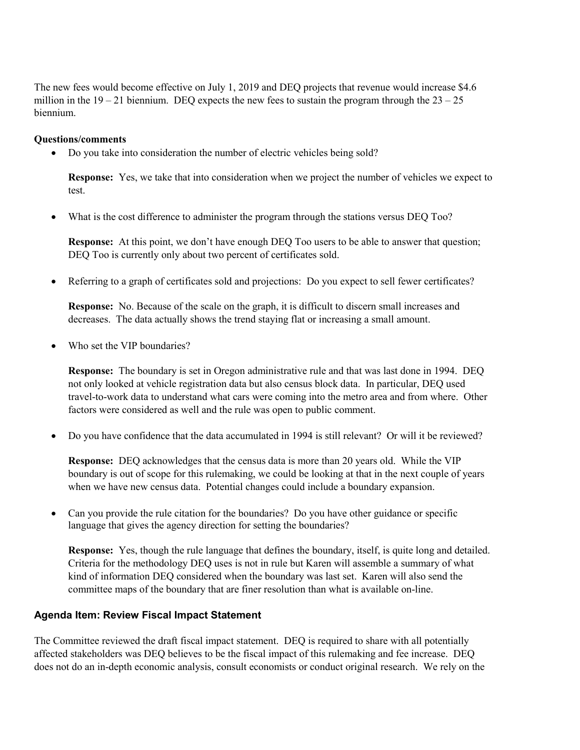The new fees would become effective on July 1, 2019 and DEQ projects that revenue would increase $4.6 million in the 19 – 21 biennium. DEQ expects the new fees to sustain the program through the 23 – 25 biennium.

**Questions/comments**

- Do you take into consideration the number of electric vehicles being sold?

  **Response:** Yes, we take that into consideration when we project the number of vehicles we expect to test.

- What is the cost difference to administer the program through the stations versus DEQ Too?

  **Response:** At this point, we don't have enough DEQ Too users to be able to answer that question; DEQ Too is currently only about two percent of certificates sold.

- Referring to a graph of certificates sold and projections: Do you expect to sell fewer certificates?

  **Response:** No. Because of the scale on the graph, it is difficult to discern small increases and decreases. The data actually shows the trend staying flat or increasing a small amount.

- Who set the VIP boundaries?

  **Response:** The boundary is set in Oregon administrative rule and that was last done in 1994. DEQ not only looked at vehicle registration data but also census block data. In particular, DEQ used travel-to-work data to understand what cars were coming into the metro area and from where. Other factors were considered as well and the rule was open to public comment.

- Do you have confidence that the data accumulated in 1994 is still relevant? Or will it be reviewed?

  **Response:** DEQ acknowledges that the census data is more than 20 years old. While the VIP boundary is out of scope for this rulemaking, we could be looking at that in the next couple of years when we have new census data. Potential changes could include a boundary expansion.

- Can you provide the rule citation for the boundaries? Do you have other guidance or specific language that gives the agency direction for setting the boundaries?

  **Response:** Yes, though the rule language that defines the boundary, itself, is quite long and detailed. Criteria for the methodology DEQ uses is not in rule but Karen will assemble a summary of what kind of information DEQ considered when the boundary was last set. Karen will also send the committee maps of the boundary that are finer resolution than what is available on-line.

## Agenda Item: Review Fiscal Impact Statement

The Committee reviewed the draft fiscal impact statement. DEQ is required to share with all potentially affected stakeholders was DEQ believes to be the fiscal impact of this rulemaking and fee increase. DEQ does not do an in-depth economic analysis, consult economists or conduct original research. We rely on the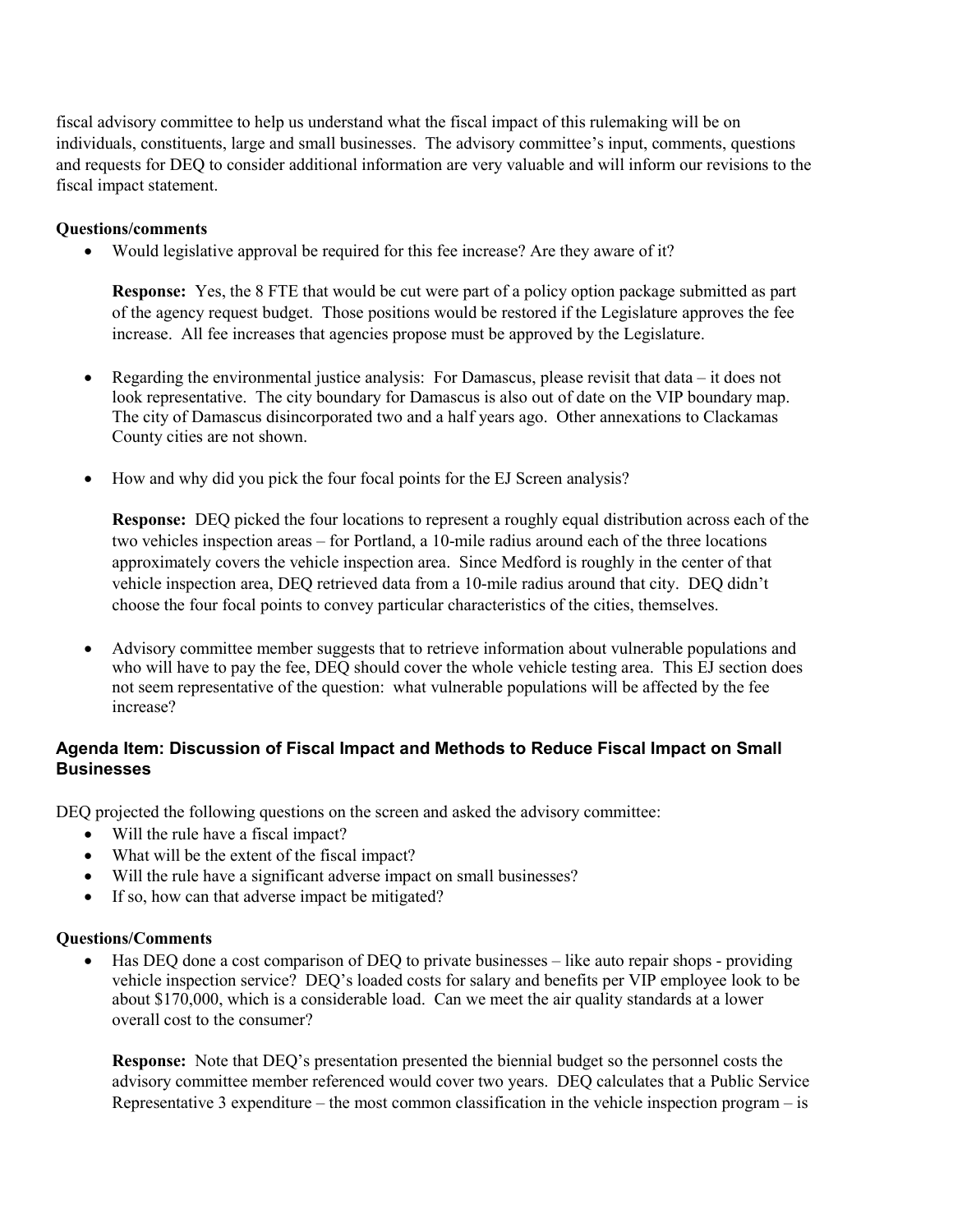fiscal advisory committee to help us understand what the fiscal impact of this rulemaking will be on individuals, constituents, large and small businesses. The advisory committee's input, comments, questions and requests for DEQ to consider additional information are very valuable and will inform our revisions to the fiscal impact statement.

**Questions/comments**

- Would legislative approval be required for this fee increase? Are they aware of it?

  **Response:** Yes, the 8 FTE that would be cut were part of a policy option package submitted as part of the agency request budget. Those positions would be restored if the Legislature approves the fee increase. All fee increases that agencies propose must be approved by the Legislature.

- Regarding the environmental justice analysis: For Damascus, please revisit that data – it does not look representative. The city boundary for Damascus is also out of date on the VIP boundary map. The city of Damascus disincorporated two and a half years ago. Other annexations to Clackamas County cities are not shown.

- How and why did you pick the four focal points for the EJ Screen analysis?

  **Response:** DEQ picked the four locations to represent a roughly equal distribution across each of the two vehicles inspection areas – for Portland, a 10-mile radius around each of the three locations approximately covers the vehicle inspection area. Since Medford is roughly in the center of that vehicle inspection area, DEQ retrieved data from a 10-mile radius around that city. DEQ didn't choose the four focal points to convey particular characteristics of the cities, themselves.

- Advisory committee member suggests that to retrieve information about vulnerable populations and who will have to pay the fee, DEQ should cover the whole vehicle testing area. This EJ section does not seem representative of the question: what vulnerable populations will be affected by the fee increase?

### Agenda Item: Discussion of Fiscal Impact and Methods to Reduce Fiscal Impact on Small Businesses

DEQ projected the following questions on the screen and asked the advisory committee:

- Will the rule have a fiscal impact?
- What will be the extent of the fiscal impact?
- Will the rule have a significant adverse impact on small businesses?
- If so, how can that adverse impact be mitigated?

**Questions/Comments**

- Has DEQ done a cost comparison of DEQ to private businesses – like auto repair shops - providing vehicle inspection service? DEQ's loaded costs for salary and benefits per VIP employee look to be about $170,000, which is a considerable load. Can we meet the air quality standards at a lower overall cost to the consumer?

  **Response:** Note that DEQ's presentation presented the biennial budget so the personnel costs the advisory committee member referenced would cover two years. DEQ calculates that a Public Service Representative 3 expenditure – the most common classification in the vehicle inspection program – is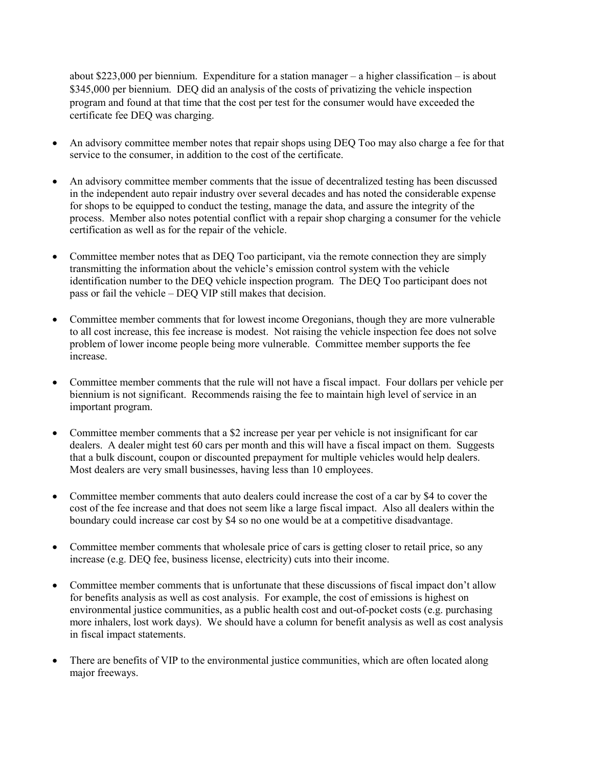about $223,000 per biennium. Expenditure for a station manager – a higher classification – is about $345,000 per biennium. DEQ did an analysis of the costs of privatizing the vehicle inspection program and found at that time that the cost per test for the consumer would have exceeded the certificate fee DEQ was charging.

- An advisory committee member notes that repair shops using DEQ Too may also charge a fee for that service to the consumer, in addition to the cost of the certificate.
- An advisory committee member comments that the issue of decentralized testing has been discussed in the independent auto repair industry over several decades and has noted the considerable expense for shops to be equipped to conduct the testing, manage the data, and assure the integrity of the process. Member also notes potential conflict with a repair shop charging a consumer for the vehicle certification as well as for the repair of the vehicle.
- Committee member notes that as DEQ Too participant, via the remote connection they are simply transmitting the information about the vehicle's emission control system with the vehicle identification number to the DEQ vehicle inspection program. The DEQ Too participant does not pass or fail the vehicle – DEQ VIP still makes that decision.
- Committee member comments that for lowest income Oregonians, though they are more vulnerable to all cost increase, this fee increase is modest. Not raising the vehicle inspection fee does not solve problem of lower income people being more vulnerable. Committee member supports the fee increase.
- Committee member comments that the rule will not have a fiscal impact. Four dollars per vehicle per biennium is not significant. Recommends raising the fee to maintain high level of service in an important program.
- Committee member comments that a $2 increase per year per vehicle is not insignificant for car dealers. A dealer might test 60 cars per month and this will have a fiscal impact on them. Suggests that a bulk discount, coupon or discounted prepayment for multiple vehicles would help dealers. Most dealers are very small businesses, having less than 10 employees.
- Committee member comments that auto dealers could increase the cost of a car by $4 to cover the cost of the fee increase and that does not seem like a large fiscal impact. Also all dealers within the boundary could increase car cost by $4 so no one would be at a competitive disadvantage.
- Committee member comments that wholesale price of cars is getting closer to retail price, so any increase (e.g. DEQ fee, business license, electricity) cuts into their income.
- Committee member comments that is unfortunate that these discussions of fiscal impact don't allow for benefits analysis as well as cost analysis. For example, the cost of emissions is highest on environmental justice communities, as a public health cost and out-of-pocket costs (e.g. purchasing more inhalers, lost work days). We should have a column for benefit analysis as well as cost analysis in fiscal impact statements.
- There are benefits of VIP to the environmental justice communities, which are often located along major freeways.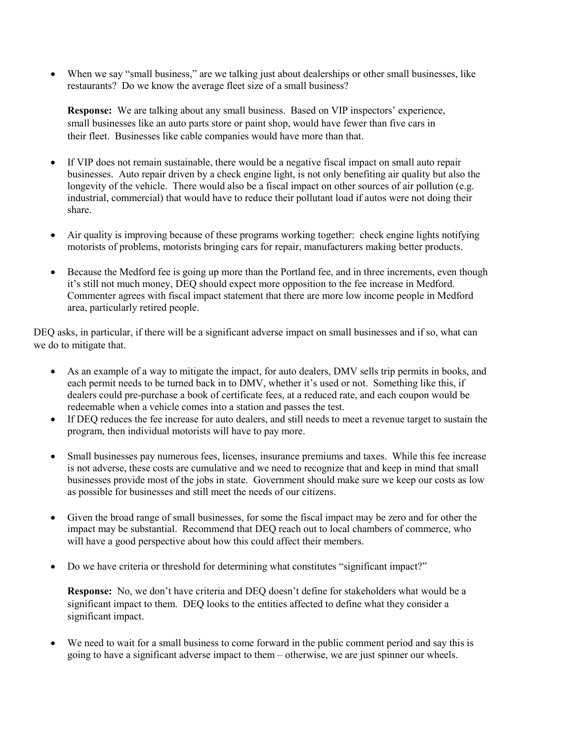- When we say "small business," are we talking just about dealerships or other small businesses, like restaurants? Do we know the average fleet size of a small business?

  **Response:** We are talking about any small business. Based on VIP inspectors' experience, small businesses like an auto parts store or paint shop, would have fewer than five cars in their fleet. Businesses like cable companies would have more than that.

- If VIP does not remain sustainable, there would be a negative fiscal impact on small auto repair businesses. Auto repair driven by a check engine light, is not only benefiting air quality but also the longevity of the vehicle. There would also be a fiscal impact on other sources of air pollution (e.g. industrial, commercial) that would have to reduce their pollutant load if autos were not doing their share.

- Air quality is improving because of these programs working together: check engine lights notifying motorists of problems, motorists bringing cars for repair, manufacturers making better products.

- Because the Medford fee is going up more than the Portland fee, and in three increments, even though it's still not much money, DEQ should expect more opposition to the fee increase in Medford. Commenter agrees with fiscal impact statement that there are more low income people in Medford area, particularly retired people.

DEQ asks, in particular, if there will be a significant adverse impact on small businesses and if so, what can we do to mitigate that.

- As an example of a way to mitigate the impact, for auto dealers, DMV sells trip permits in books, and each permit needs to be turned back in to DMV, whether it's used or not. Something like this, if dealers could pre-purchase a book of certificate fees, at a reduced rate, and each coupon would be redeemable when a vehicle comes into a station and passes the test.
- If DEQ reduces the fee increase for auto dealers, and still needs to meet a revenue target to sustain the program, then individual motorists will have to pay more.

- Small businesses pay numerous fees, licenses, insurance premiums and taxes. While this fee increase is not adverse, these costs are cumulative and we need to recognize that and keep in mind that small businesses provide most of the jobs in state. Government should make sure we keep our costs as low as possible for businesses and still meet the needs of our citizens.

- Given the broad range of small businesses, for some the fiscal impact may be zero and for other the impact may be substantial. Recommend that DEQ reach out to local chambers of commerce, who will have a good perspective about how this could affect their members.

- Do we have criteria or threshold for determining what constitutes "significant impact?"

  **Response:** No, we don't have criteria and DEQ doesn't define for stakeholders what would be a significant impact to them. DEQ looks to the entities affected to define what they consider a significant impact.

- We need to wait for a small business to come forward in the public comment period and say this is going to have a significant adverse impact to them – otherwise, we are just spinner our wheels.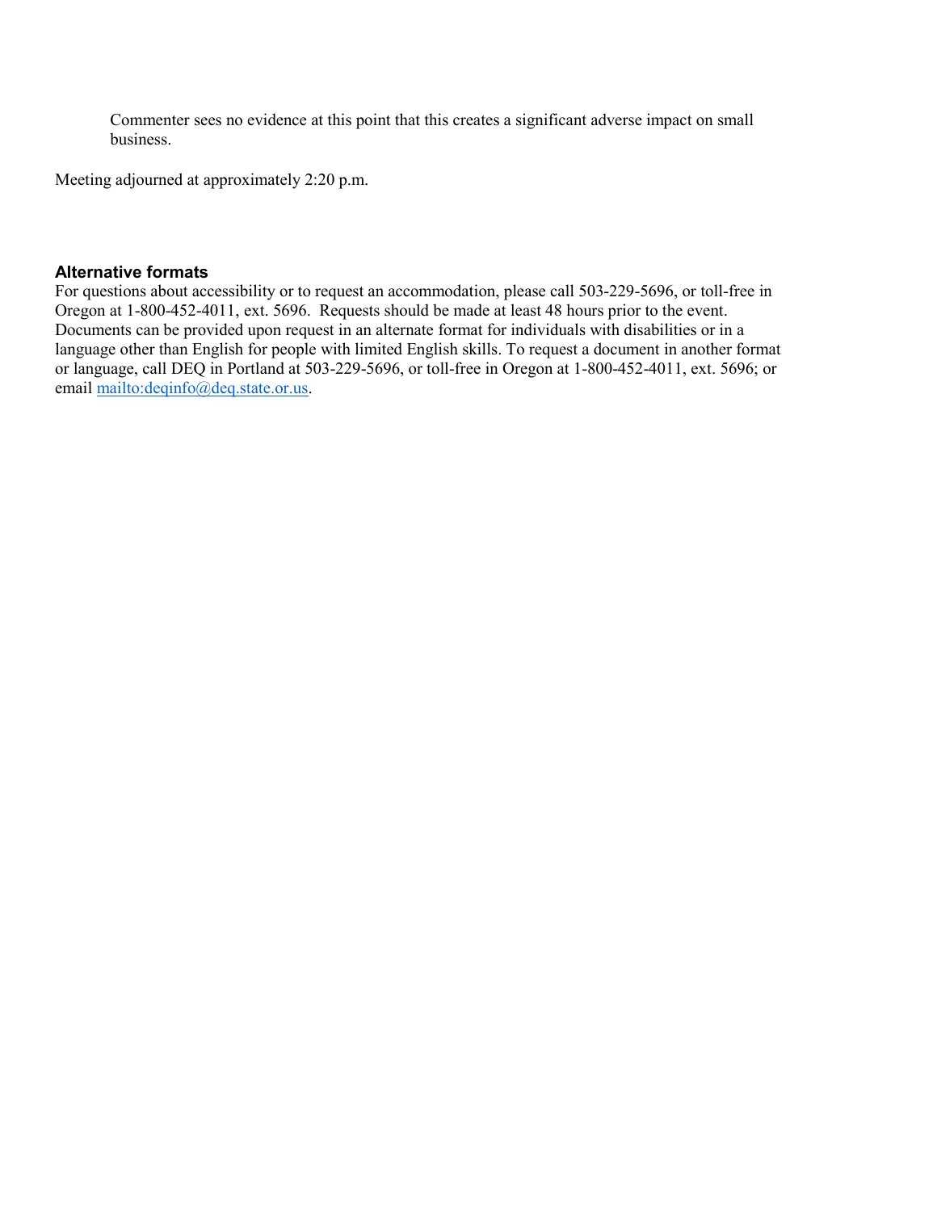Commenter sees no evidence at this point that this creates a significant adverse impact on small business.

Meeting adjourned at approximately 2:20 p.m.

### Alternative formats

For questions about accessibility or to request an accommodation, please call 503-229-5696, or toll-free in Oregon at 1-800-452-4011, ext. 5696. Requests should be made at least 48 hours prior to the event. Documents can be provided upon request in an alternate format for individuals with disabilities or in a language other than English for people with limited English skills. To request a document in another format or language, call DEQ in Portland at 503-229-5696, or toll-free in Oregon at 1-800-452-4011, ext. 5696; or email mailto:deqinfo@deq.state.or.us.